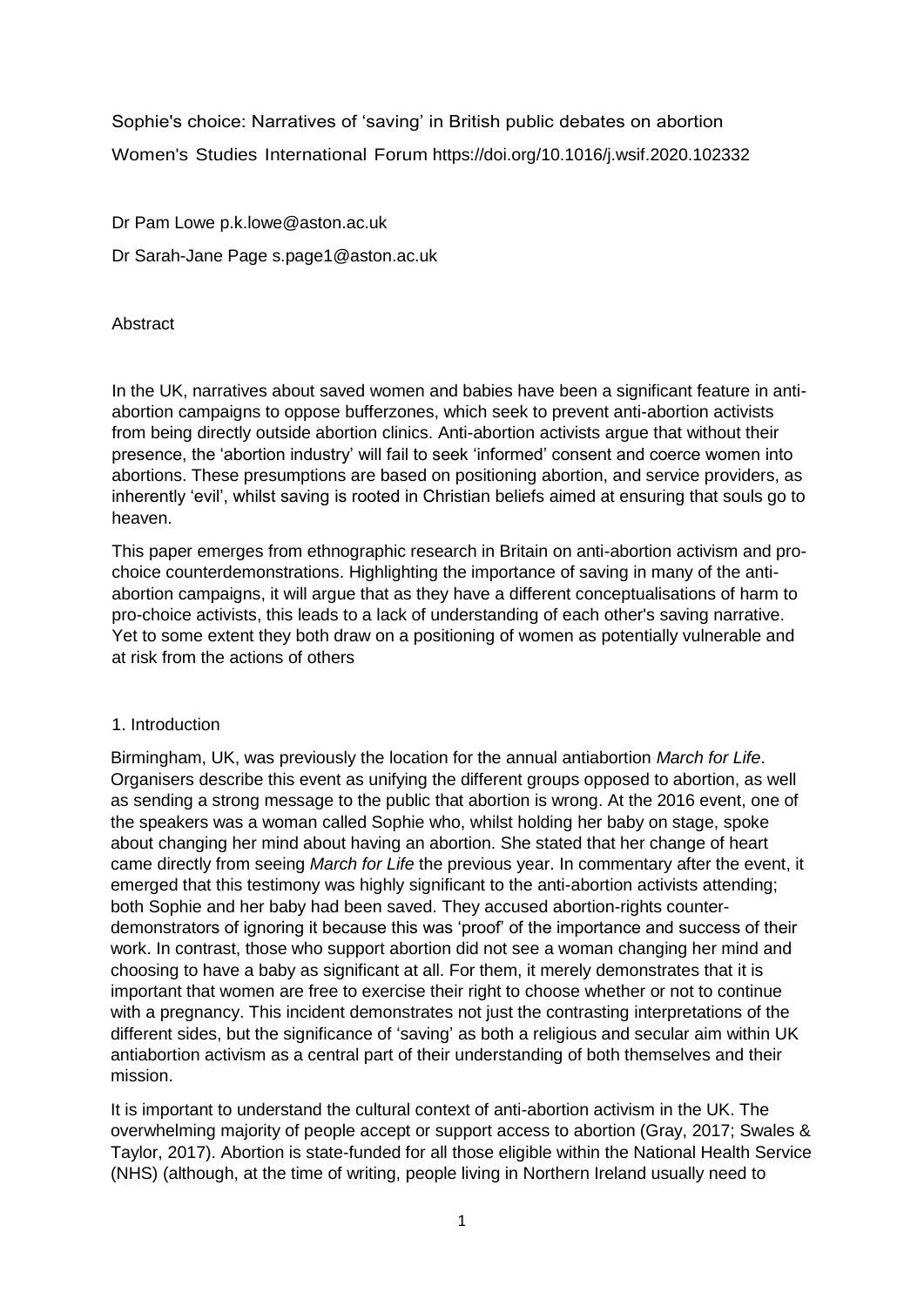Sophie's choice: Narratives of 'saving' in British public debates on abortion

Women's Studies International Forum https://doi.org/10.1016/j.wsif.2020.102332

Dr Pam Lowe p.k.lowe@aston.ac.uk

Dr Sarah-Jane Page s.page1@aston.ac.uk

## Abstract

In the UK, narratives about saved women and babies have been a significant feature in anti-abortion campaigns to oppose bufferzones, which seek to prevent anti-abortion activists from being directly outside abortion clinics. Anti-abortion activists argue that without their presence, the 'abortion industry' will fail to seek 'informed' consent and coerce women into abortions. These presumptions are based on positioning abortion, and service providers, as inherently 'evil', whilst saving is rooted in Christian beliefs aimed at ensuring that souls go to heaven.

This paper emerges from ethnographic research in Britain on anti-abortion activism and pro-choice counterdemonstrations. Highlighting the importance of saving in many of the anti-abortion campaigns, it will argue that as they have a different conceptualisations of harm to pro-choice activists, this leads to a lack of understanding of each other's saving narrative. Yet to some extent they both draw on a positioning of women as potentially vulnerable and at risk from the actions of others

## 1. Introduction

Birmingham, UK, was previously the location for the annual antiabortion *March for Life*. Organisers describe this event as unifying the different groups opposed to abortion, as well as sending a strong message to the public that abortion is wrong. At the 2016 event, one of the speakers was a woman called Sophie who, whilst holding her baby on stage, spoke about changing her mind about having an abortion. She stated that her change of heart came directly from seeing *March for Life* the previous year. In commentary after the event, it emerged that this testimony was highly significant to the anti-abortion activists attending; both Sophie and her baby had been saved. They accused abortion-rights counter-demonstrators of ignoring it because this was 'proof' of the importance and success of their work. In contrast, those who support abortion did not see a woman changing her mind and choosing to have a baby as significant at all. For them, it merely demonstrates that it is important that women are free to exercise their right to choose whether or not to continue with a pregnancy. This incident demonstrates not just the contrasting interpretations of the different sides, but the significance of 'saving' as both a religious and secular aim within UK antiabortion activism as a central part of their understanding of both themselves and their mission.

It is important to understand the cultural context of anti-abortion activism in the UK. The overwhelming majority of people accept or support access to abortion (Gray, 2017; Swales & Taylor, 2017). Abortion is state-funded for all those eligible within the National Health Service (NHS) (although, at the time of writing, people living in Northern Ireland usually need to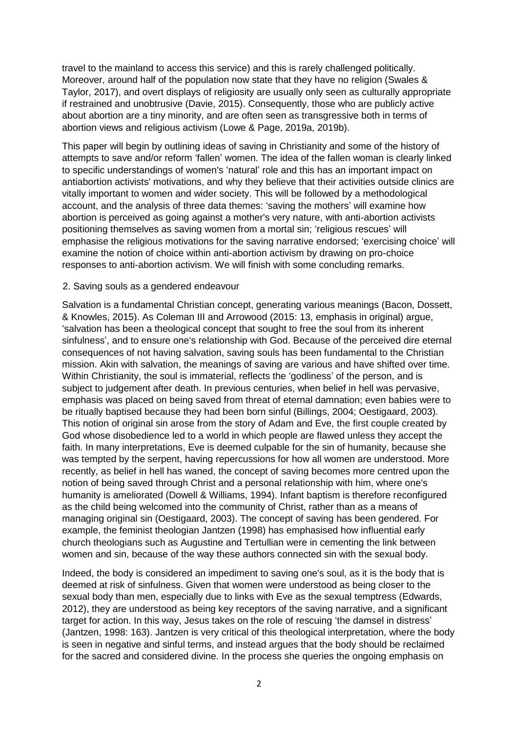travel to the mainland to access this service) and this is rarely challenged politically. Moreover, around half of the population now state that they have no religion (Swales & Taylor, 2017), and overt displays of religiosity are usually only seen as culturally appropriate if restrained and unobtrusive (Davie, 2015). Consequently, those who are publicly active about abortion are a tiny minority, and are often seen as transgressive both in terms of abortion views and religious activism (Lowe & Page, 2019a, 2019b).

This paper will begin by outlining ideas of saving in Christianity and some of the history of attempts to save and/or reform 'fallen' women. The idea of the fallen woman is clearly linked to specific understandings of women's 'natural' role and this has an important impact on antiabortion activists' motivations, and why they believe that their activities outside clinics are vitally important to women and wider society. This will be followed by a methodological account, and the analysis of three data themes: 'saving the mothers' will examine how abortion is perceived as going against a mother's very nature, with anti-abortion activists positioning themselves as saving women from a mortal sin; 'religious rescues' will emphasise the religious motivations for the saving narrative endorsed; 'exercising choice' will examine the notion of choice within anti-abortion activism by drawing on pro-choice responses to anti-abortion activism. We will finish with some concluding remarks.

## 2. Saving souls as a gendered endeavour

Salvation is a fundamental Christian concept, generating various meanings (Bacon, Dossett, & Knowles, 2015). As Coleman III and Arrowood (2015: 13, emphasis in original) argue, 'salvation has been a theological concept that sought to free the soul from its inherent sinfulness', and to ensure one's relationship with God. Because of the perceived dire eternal consequences of not having salvation, saving souls has been fundamental to the Christian mission. Akin with salvation, the meanings of saving are various and have shifted over time. Within Christianity, the soul is immaterial, reflects the 'godliness' of the person, and is subject to judgement after death. In previous centuries, when belief in hell was pervasive, emphasis was placed on being saved from threat of eternal damnation; even babies were to be ritually baptised because they had been born sinful (Billings, 2004; Oestigaard, 2003). This notion of original sin arose from the story of Adam and Eve, the first couple created by God whose disobedience led to a world in which people are flawed unless they accept the faith. In many interpretations, Eve is deemed culpable for the sin of humanity, because she was tempted by the serpent, having repercussions for how all women are understood. More recently, as belief in hell has waned, the concept of saving becomes more centred upon the notion of being saved through Christ and a personal relationship with him, where one's humanity is ameliorated (Dowell & Williams, 1994). Infant baptism is therefore reconfigured as the child being welcomed into the community of Christ, rather than as a means of managing original sin (Oestigaard, 2003). The concept of saving has been gendered. For example, the feminist theologian Jantzen (1998) has emphasised how influential early church theologians such as Augustine and Tertullian were in cementing the link between women and sin, because of the way these authors connected sin with the sexual body.

Indeed, the body is considered an impediment to saving one's soul, as it is the body that is deemed at risk of sinfulness. Given that women were understood as being closer to the sexual body than men, especially due to links with Eve as the sexual temptress (Edwards, 2012), they are understood as being key receptors of the saving narrative, and a significant target for action. In this way, Jesus takes on the role of rescuing 'the damsel in distress' (Jantzen, 1998: 163). Jantzen is very critical of this theological interpretation, where the body is seen in negative and sinful terms, and instead argues that the body should be reclaimed for the sacred and considered divine. In the process she queries the ongoing emphasis on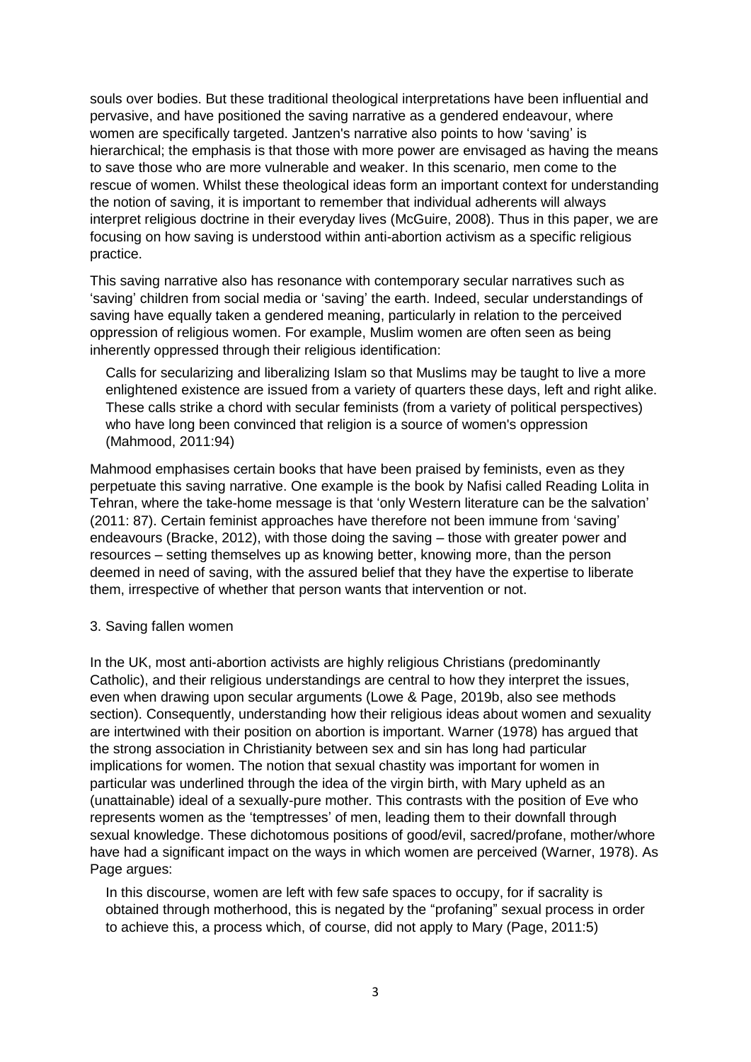souls over bodies. But these traditional theological interpretations have been influential and pervasive, and have positioned the saving narrative as a gendered endeavour, where women are specifically targeted. Jantzen's narrative also points to how 'saving' is hierarchical; the emphasis is that those with more power are envisaged as having the means to save those who are more vulnerable and weaker. In this scenario, men come to the rescue of women. Whilst these theological ideas form an important context for understanding the notion of saving, it is important to remember that individual adherents will always interpret religious doctrine in their everyday lives (McGuire, 2008). Thus in this paper, we are focusing on how saving is understood within anti-abortion activism as a specific religious practice.

This saving narrative also has resonance with contemporary secular narratives such as 'saving' children from social media or 'saving' the earth. Indeed, secular understandings of saving have equally taken a gendered meaning, particularly in relation to the perceived oppression of religious women. For example, Muslim women are often seen as being inherently oppressed through their religious identification:

> Calls for secularizing and liberalizing Islam so that Muslims may be taught to live a more enlightened existence are issued from a variety of quarters these days, left and right alike. These calls strike a chord with secular feminists (from a variety of political perspectives) who have long been convinced that religion is a source of women's oppression (Mahmood, 2011:94)

Mahmood emphasises certain books that have been praised by feminists, even as they perpetuate this saving narrative. One example is the book by Nafisi called Reading Lolita in Tehran, where the take-home message is that 'only Western literature can be the salvation' (2011: 87). Certain feminist approaches have therefore not been immune from 'saving' endeavours (Bracke, 2012), with those doing the saving – those with greater power and resources – setting themselves up as knowing better, knowing more, than the person deemed in need of saving, with the assured belief that they have the expertise to liberate them, irrespective of whether that person wants that intervention or not.

## 3. Saving fallen women

In the UK, most anti-abortion activists are highly religious Christians (predominantly Catholic), and their religious understandings are central to how they interpret the issues, even when drawing upon secular arguments (Lowe & Page, 2019b, also see methods section). Consequently, understanding how their religious ideas about women and sexuality are intertwined with their position on abortion is important. Warner (1978) has argued that the strong association in Christianity between sex and sin has long had particular implications for women. The notion that sexual chastity was important for women in particular was underlined through the idea of the virgin birth, with Mary upheld as an (unattainable) ideal of a sexually-pure mother. This contrasts with the position of Eve who represents women as the 'temptresses' of men, leading them to their downfall through sexual knowledge. These dichotomous positions of good/evil, sacred/profane, mother/whore have had a significant impact on the ways in which women are perceived (Warner, 1978). As Page argues:

> In this discourse, women are left with few safe spaces to occupy, for if sacrality is obtained through motherhood, this is negated by the "profaning" sexual process in order to achieve this, a process which, of course, did not apply to Mary (Page, 2011:5)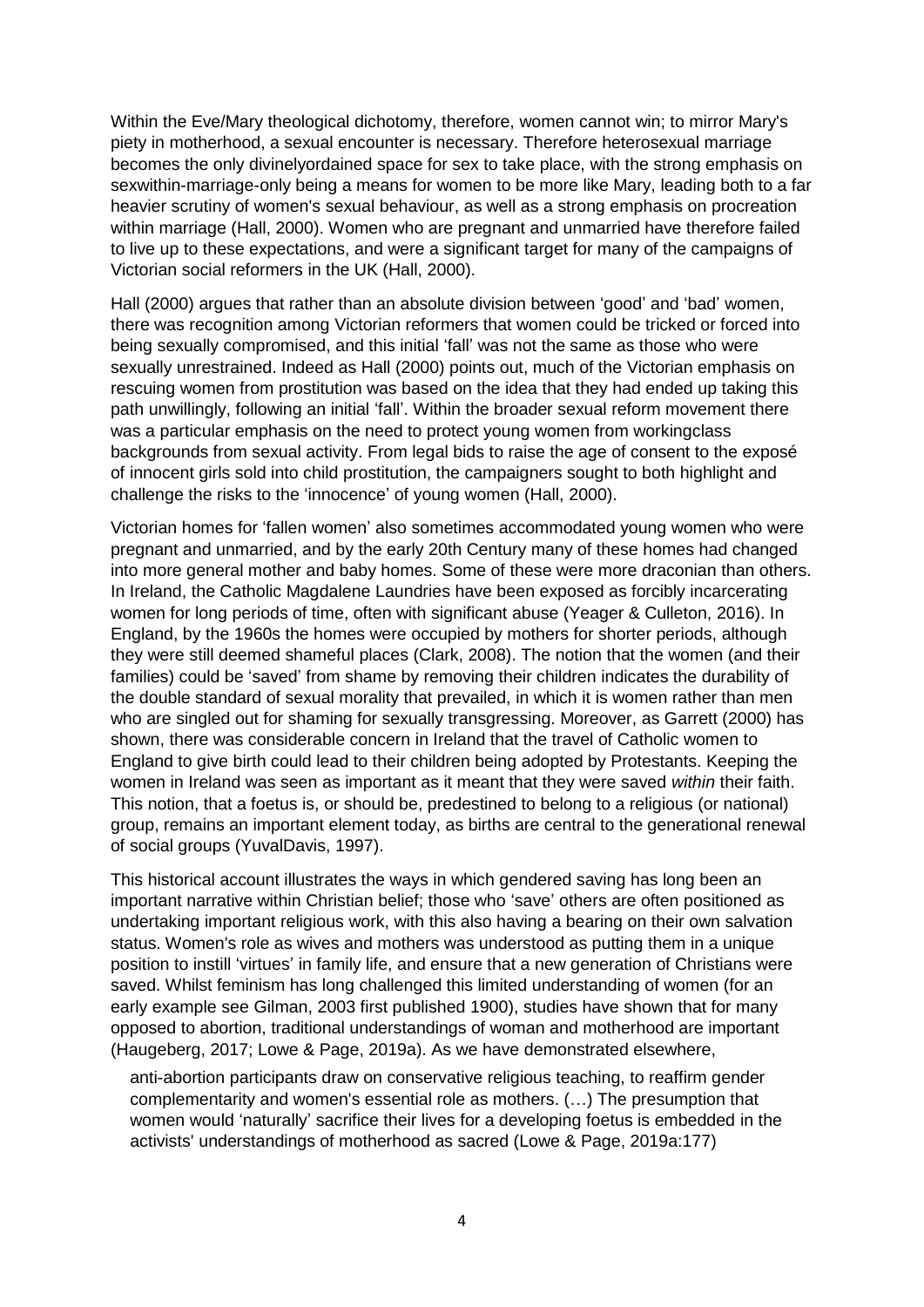Within the Eve/Mary theological dichotomy, therefore, women cannot win; to mirror Mary's piety in motherhood, a sexual encounter is necessary. Therefore heterosexual marriage becomes the only divinelyordained space for sex to take place, with the strong emphasis on sexwithin-marriage-only being a means for women to be more like Mary, leading both to a far heavier scrutiny of women's sexual behaviour, as well as a strong emphasis on procreation within marriage (Hall, 2000). Women who are pregnant and unmarried have therefore failed to live up to these expectations, and were a significant target for many of the campaigns of Victorian social reformers in the UK (Hall, 2000).

Hall (2000) argues that rather than an absolute division between 'good' and 'bad' women, there was recognition among Victorian reformers that women could be tricked or forced into being sexually compromised, and this initial 'fall' was not the same as those who were sexually unrestrained. Indeed as Hall (2000) points out, much of the Victorian emphasis on rescuing women from prostitution was based on the idea that they had ended up taking this path unwillingly, following an initial 'fall'. Within the broader sexual reform movement there was a particular emphasis on the need to protect young women from workingclass backgrounds from sexual activity. From legal bids to raise the age of consent to the exposé of innocent girls sold into child prostitution, the campaigners sought to both highlight and challenge the risks to the 'innocence' of young women (Hall, 2000).

Victorian homes for 'fallen women' also sometimes accommodated young women who were pregnant and unmarried, and by the early 20th Century many of these homes had changed into more general mother and baby homes. Some of these were more draconian than others. In Ireland, the Catholic Magdalene Laundries have been exposed as forcibly incarcerating women for long periods of time, often with significant abuse (Yeager & Culleton, 2016). In England, by the 1960s the homes were occupied by mothers for shorter periods, although they were still deemed shameful places (Clark, 2008). The notion that the women (and their families) could be 'saved' from shame by removing their children indicates the durability of the double standard of sexual morality that prevailed, in which it is women rather than men who are singled out for shaming for sexually transgressing. Moreover, as Garrett (2000) has shown, there was considerable concern in Ireland that the travel of Catholic women to England to give birth could lead to their children being adopted by Protestants. Keeping the women in Ireland was seen as important as it meant that they were saved *within* their faith. This notion, that a foetus is, or should be, predestined to belong to a religious (or national) group, remains an important element today, as births are central to the generational renewal of social groups (YuvalDavis, 1997).

This historical account illustrates the ways in which gendered saving has long been an important narrative within Christian belief; those who 'save' others are often positioned as undertaking important religious work, with this also having a bearing on their own salvation status. Women's role as wives and mothers was understood as putting them in a unique position to instill 'virtues' in family life, and ensure that a new generation of Christians were saved. Whilst feminism has long challenged this limited understanding of women (for an early example see Gilman, 2003 first published 1900), studies have shown that for many opposed to abortion, traditional understandings of woman and motherhood are important (Haugeberg, 2017; Lowe & Page, 2019a). As we have demonstrated elsewhere,

> anti-abortion participants draw on conservative religious teaching, to reaffirm gender complementarity and women's essential role as mothers. (…) The presumption that women would 'naturally' sacrifice their lives for a developing foetus is embedded in the activists' understandings of motherhood as sacred (Lowe & Page, 2019a:177)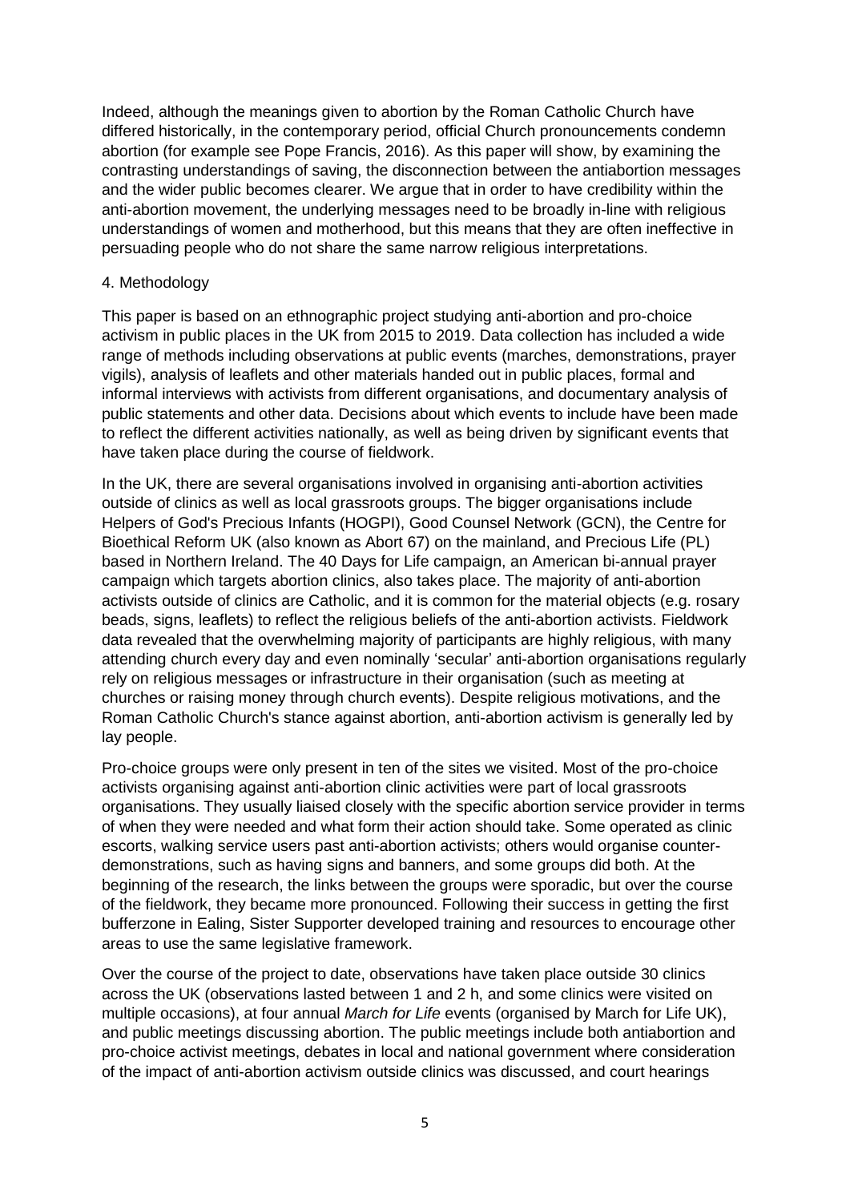Indeed, although the meanings given to abortion by the Roman Catholic Church have differed historically, in the contemporary period, official Church pronouncements condemn abortion (for example see Pope Francis, 2016). As this paper will show, by examining the contrasting understandings of saving, the disconnection between the antiabortion messages and the wider public becomes clearer. We argue that in order to have credibility within the anti-abortion movement, the underlying messages need to be broadly in-line with religious understandings of women and motherhood, but this means that they are often ineffective in persuading people who do not share the same narrow religious interpretations.

## 4. Methodology

This paper is based on an ethnographic project studying anti-abortion and pro-choice activism in public places in the UK from 2015 to 2019. Data collection has included a wide range of methods including observations at public events (marches, demonstrations, prayer vigils), analysis of leaflets and other materials handed out in public places, formal and informal interviews with activists from different organisations, and documentary analysis of public statements and other data. Decisions about which events to include have been made to reflect the different activities nationally, as well as being driven by significant events that have taken place during the course of fieldwork.

In the UK, there are several organisations involved in organising anti-abortion activities outside of clinics as well as local grassroots groups. The bigger organisations include Helpers of God's Precious Infants (HOGPI), Good Counsel Network (GCN), the Centre for Bioethical Reform UK (also known as Abort 67) on the mainland, and Precious Life (PL) based in Northern Ireland. The 40 Days for Life campaign, an American bi-annual prayer campaign which targets abortion clinics, also takes place. The majority of anti-abortion activists outside of clinics are Catholic, and it is common for the material objects (e.g. rosary beads, signs, leaflets) to reflect the religious beliefs of the anti-abortion activists. Fieldwork data revealed that the overwhelming majority of participants are highly religious, with many attending church every day and even nominally 'secular' anti-abortion organisations regularly rely on religious messages or infrastructure in their organisation (such as meeting at churches or raising money through church events). Despite religious motivations, and the Roman Catholic Church's stance against abortion, anti-abortion activism is generally led by lay people.

Pro-choice groups were only present in ten of the sites we visited. Most of the pro-choice activists organising against anti-abortion clinic activities were part of local grassroots organisations. They usually liaised closely with the specific abortion service provider in terms of when they were needed and what form their action should take. Some operated as clinic escorts, walking service users past anti-abortion activists; others would organise counter-demonstrations, such as having signs and banners, and some groups did both. At the beginning of the research, the links between the groups were sporadic, but over the course of the fieldwork, they became more pronounced. Following their success in getting the first bufferzone in Ealing, Sister Supporter developed training and resources to encourage other areas to use the same legislative framework.

Over the course of the project to date, observations have taken place outside 30 clinics across the UK (observations lasted between 1 and 2 h, and some clinics were visited on multiple occasions), at four annual *March for Life* events (organised by March for Life UK), and public meetings discussing abortion. The public meetings include both antiabortion and pro-choice activist meetings, debates in local and national government where consideration of the impact of anti-abortion activism outside clinics was discussed, and court hearings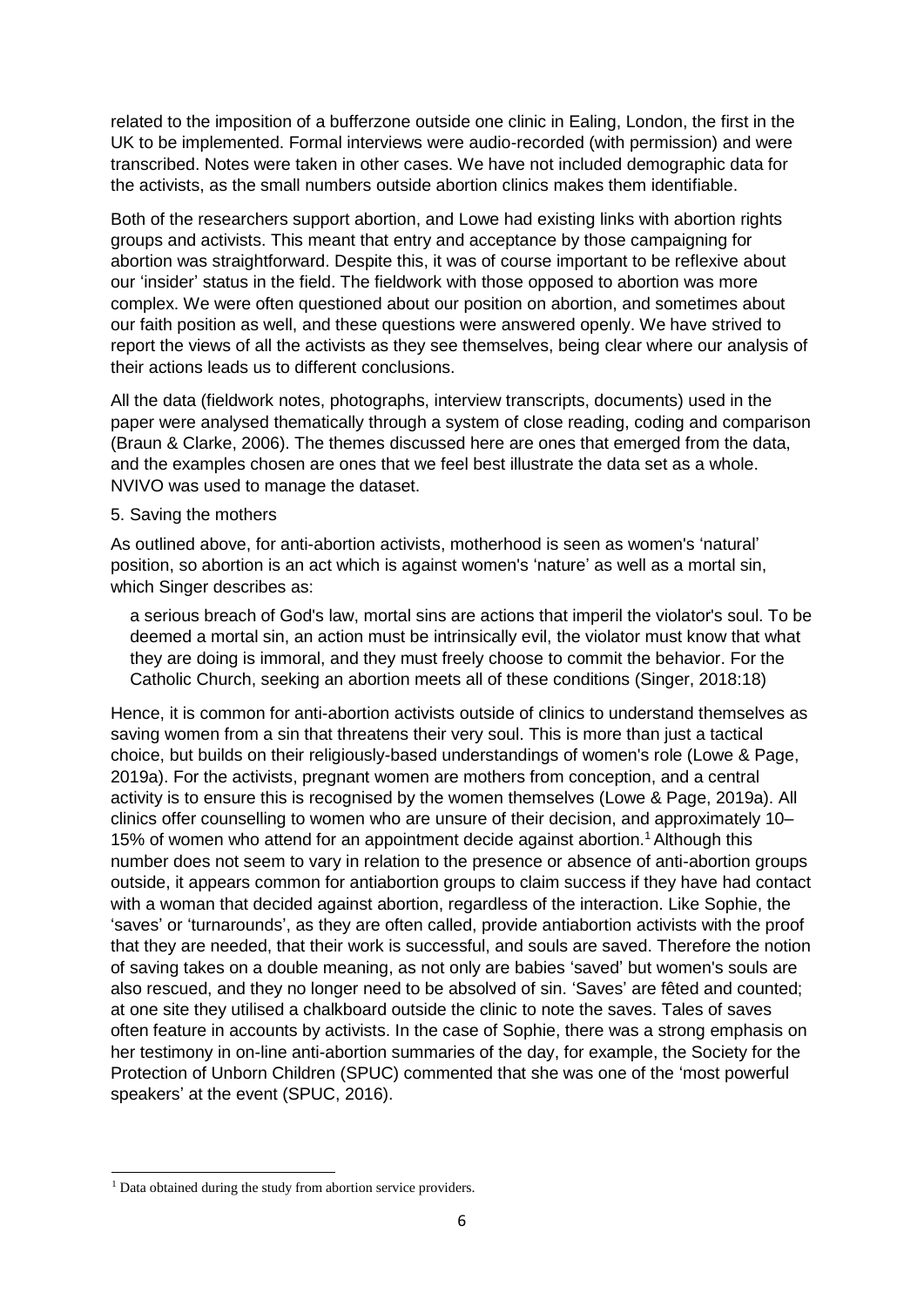related to the imposition of a bufferzone outside one clinic in Ealing, London, the first in the UK to be implemented. Formal interviews were audio-recorded (with permission) and were transcribed. Notes were taken in other cases. We have not included demographic data for the activists, as the small numbers outside abortion clinics makes them identifiable.

Both of the researchers support abortion, and Lowe had existing links with abortion rights groups and activists. This meant that entry and acceptance by those campaigning for abortion was straightforward. Despite this, it was of course important to be reflexive about our 'insider' status in the field. The fieldwork with those opposed to abortion was more complex. We were often questioned about our position on abortion, and sometimes about our faith position as well, and these questions were answered openly. We have strived to report the views of all the activists as they see themselves, being clear where our analysis of their actions leads us to different conclusions.

All the data (fieldwork notes, photographs, interview transcripts, documents) used in the paper were analysed thematically through a system of close reading, coding and comparison (Braun & Clarke, 2006). The themes discussed here are ones that emerged from the data, and the examples chosen are ones that we feel best illustrate the data set as a whole. NVIVO was used to manage the dataset.

## 5. Saving the mothers

As outlined above, for anti-abortion activists, motherhood is seen as women's 'natural' position, so abortion is an act which is against women's 'nature' as well as a mortal sin, which Singer describes as:

> a serious breach of God's law, mortal sins are actions that imperil the violator's soul. To be deemed a mortal sin, an action must be intrinsically evil, the violator must know that what they are doing is immoral, and they must freely choose to commit the behavior. For the Catholic Church, seeking an abortion meets all of these conditions (Singer, 2018:18)

Hence, it is common for anti-abortion activists outside of clinics to understand themselves as saving women from a sin that threatens their very soul. This is more than just a tactical choice, but builds on their religiously-based understandings of women's role (Lowe & Page, 2019a). For the activists, pregnant women are mothers from conception, and a central activity is to ensure this is recognised by the women themselves (Lowe & Page, 2019a). All clinics offer counselling to women who are unsure of their decision, and approximately 10–15% of women who attend for an appointment decide against abortion.[1] Although this number does not seem to vary in relation to the presence or absence of anti-abortion groups outside, it appears common for antiabortion groups to claim success if they have had contact with a woman that decided against abortion, regardless of the interaction. Like Sophie, the 'saves' or 'turnarounds', as they are often called, provide antiabortion activists with the proof that they are needed, that their work is successful, and souls are saved. Therefore the notion of saving takes on a double meaning, as not only are babies 'saved' but women's souls are also rescued, and they no longer need to be absolved of sin. 'Saves' are fêted and counted; at one site they utilised a chalkboard outside the clinic to note the saves. Tales of saves often feature in accounts by activists. In the case of Sophie, there was a strong emphasis on her testimony in on-line anti-abortion summaries of the day, for example, the Society for the Protection of Unborn Children (SPUC) commented that she was one of the 'most powerful speakers' at the event (SPUC, 2016).

[1] Data obtained during the study from abortion service providers.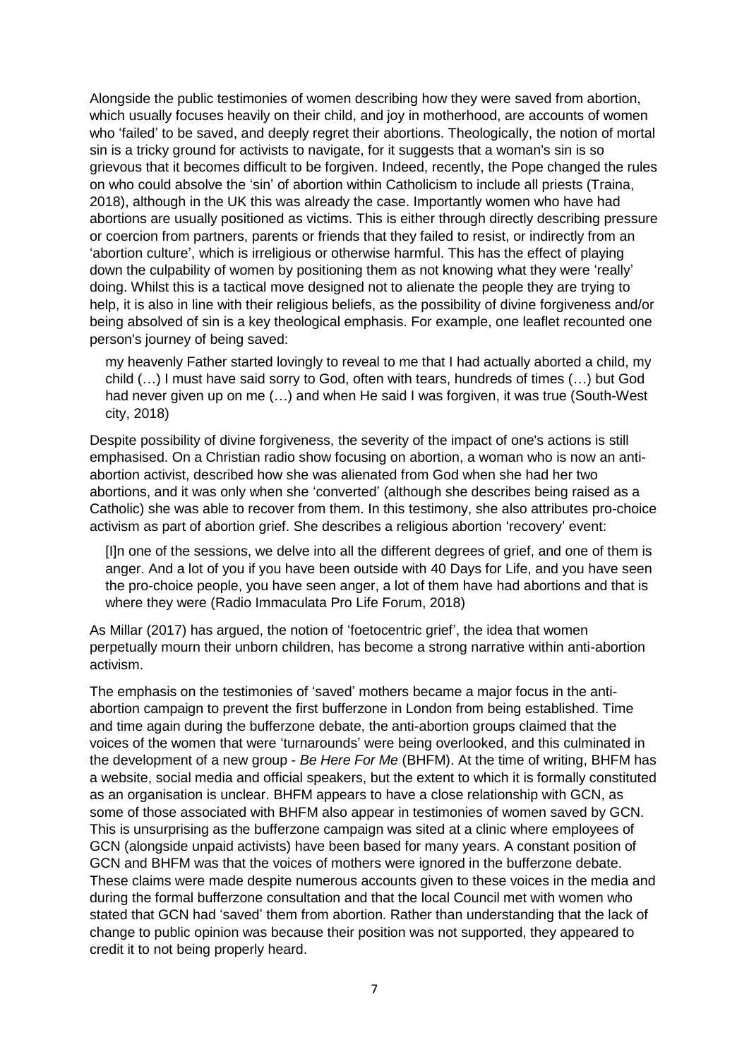Alongside the public testimonies of women describing how they were saved from abortion, which usually focuses heavily on their child, and joy in motherhood, are accounts of women who 'failed' to be saved, and deeply regret their abortions. Theologically, the notion of mortal sin is a tricky ground for activists to navigate, for it suggests that a woman's sin is so grievous that it becomes difficult to be forgiven. Indeed, recently, the Pope changed the rules on who could absolve the 'sin' of abortion within Catholicism to include all priests (Traina, 2018), although in the UK this was already the case. Importantly women who have had abortions are usually positioned as victims. This is either through directly describing pressure or coercion from partners, parents or friends that they failed to resist, or indirectly from an 'abortion culture', which is irreligious or otherwise harmful. This has the effect of playing down the culpability of women by positioning them as not knowing what they were 'really' doing. Whilst this is a tactical move designed not to alienate the people they are trying to help, it is also in line with their religious beliefs, as the possibility of divine forgiveness and/or being absolved of sin is a key theological emphasis. For example, one leaflet recounted one person's journey of being saved:

> my heavenly Father started lovingly to reveal to me that I had actually aborted a child, my child (…) I must have said sorry to God, often with tears, hundreds of times (…) but God had never given up on me (…) and when He said I was forgiven, it was true (South-West city, 2018)

Despite possibility of divine forgiveness, the severity of the impact of one's actions is still emphasised. On a Christian radio show focusing on abortion, a woman who is now an anti-abortion activist, described how she was alienated from God when she had her two abortions, and it was only when she 'converted' (although she describes being raised as a Catholic) she was able to recover from them. In this testimony, she also attributes pro-choice activism as part of abortion grief. She describes a religious abortion 'recovery' event:

> [I]n one of the sessions, we delve into all the different degrees of grief, and one of them is anger. And a lot of you if you have been outside with 40 Days for Life, and you have seen the pro-choice people, you have seen anger, a lot of them have had abortions and that is where they were (Radio Immaculata Pro Life Forum, 2018)

As Millar (2017) has argued, the notion of 'foetocentric grief', the idea that women perpetually mourn their unborn children, has become a strong narrative within anti-abortion activism.

The emphasis on the testimonies of 'saved' mothers became a major focus in the anti-abortion campaign to prevent the first bufferzone in London from being established. Time and time again during the bufferzone debate, the anti-abortion groups claimed that the voices of the women that were 'turnarounds' were being overlooked, and this culminated in the development of a new group - *Be Here For Me* (BHFM). At the time of writing, BHFM has a website, social media and official speakers, but the extent to which it is formally constituted as an organisation is unclear. BHFM appears to have a close relationship with GCN, as some of those associated with BHFM also appear in testimonies of women saved by GCN. This is unsurprising as the bufferzone campaign was sited at a clinic where employees of GCN (alongside unpaid activists) have been based for many years. A constant position of GCN and BHFM was that the voices of mothers were ignored in the bufferzone debate. These claims were made despite numerous accounts given to these voices in the media and during the formal bufferzone consultation and that the local Council met with women who stated that GCN had 'saved' them from abortion. Rather than understanding that the lack of change to public opinion was because their position was not supported, they appeared to credit it to not being properly heard.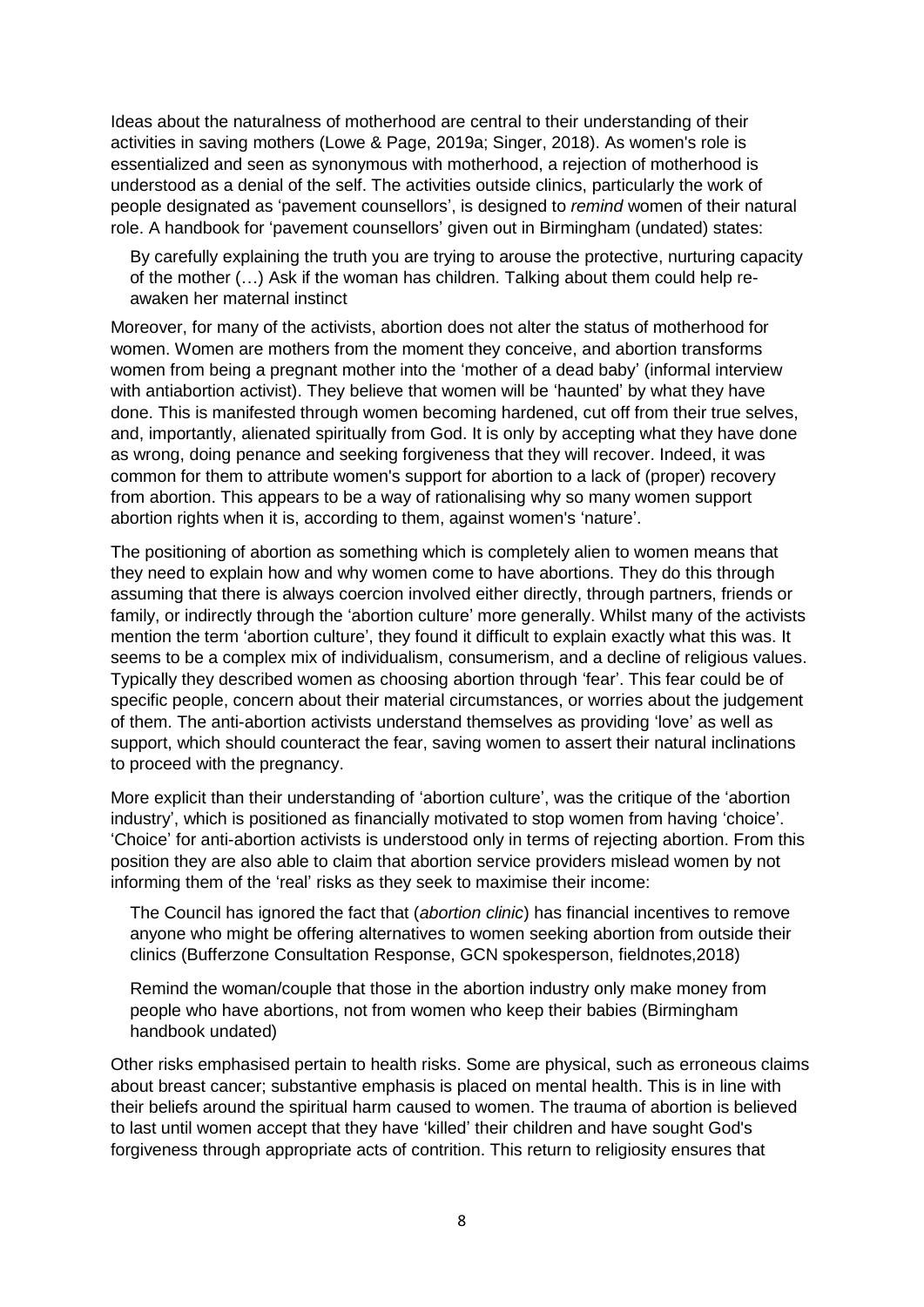Ideas about the naturalness of motherhood are central to their understanding of their activities in saving mothers (Lowe & Page, 2019a; Singer, 2018). As women's role is essentialized and seen as synonymous with motherhood, a rejection of motherhood is understood as a denial of the self. The activities outside clinics, particularly the work of people designated as 'pavement counsellors', is designed to *remind* women of their natural role. A handbook for 'pavement counsellors' given out in Birmingham (undated) states:

> By carefully explaining the truth you are trying to arouse the protective, nurturing capacity of the mother (…) Ask if the woman has children. Talking about them could help re-awaken her maternal instinct

Moreover, for many of the activists, abortion does not alter the status of motherhood for women. Women are mothers from the moment they conceive, and abortion transforms women from being a pregnant mother into the 'mother of a dead baby' (informal interview with antiabortion activist). They believe that women will be 'haunted' by what they have done. This is manifested through women becoming hardened, cut off from their true selves, and, importantly, alienated spiritually from God. It is only by accepting what they have done as wrong, doing penance and seeking forgiveness that they will recover. Indeed, it was common for them to attribute women's support for abortion to a lack of (proper) recovery from abortion. This appears to be a way of rationalising why so many women support abortion rights when it is, according to them, against women's 'nature'.

The positioning of abortion as something which is completely alien to women means that they need to explain how and why women come to have abortions. They do this through assuming that there is always coercion involved either directly, through partners, friends or family, or indirectly through the 'abortion culture' more generally. Whilst many of the activists mention the term 'abortion culture', they found it difficult to explain exactly what this was. It seems to be a complex mix of individualism, consumerism, and a decline of religious values. Typically they described women as choosing abortion through 'fear'. This fear could be of specific people, concern about their material circumstances, or worries about the judgement of them. The anti-abortion activists understand themselves as providing 'love' as well as support, which should counteract the fear, saving women to assert their natural inclinations to proceed with the pregnancy.

More explicit than their understanding of 'abortion culture', was the critique of the 'abortion industry', which is positioned as financially motivated to stop women from having 'choice'. 'Choice' for anti-abortion activists is understood only in terms of rejecting abortion. From this position they are also able to claim that abortion service providers mislead women by not informing them of the 'real' risks as they seek to maximise their income:

> The Council has ignored the fact that (*abortion clinic*) has financial incentives to remove anyone who might be offering alternatives to women seeking abortion from outside their clinics (Bufferzone Consultation Response, GCN spokesperson, fieldnotes,2018)

> Remind the woman/couple that those in the abortion industry only make money from people who have abortions, not from women who keep their babies (Birmingham handbook undated)

Other risks emphasised pertain to health risks. Some are physical, such as erroneous claims about breast cancer; substantive emphasis is placed on mental health. This is in line with their beliefs around the spiritual harm caused to women. The trauma of abortion is believed to last until women accept that they have 'killed' their children and have sought God's forgiveness through appropriate acts of contrition. This return to religiosity ensures that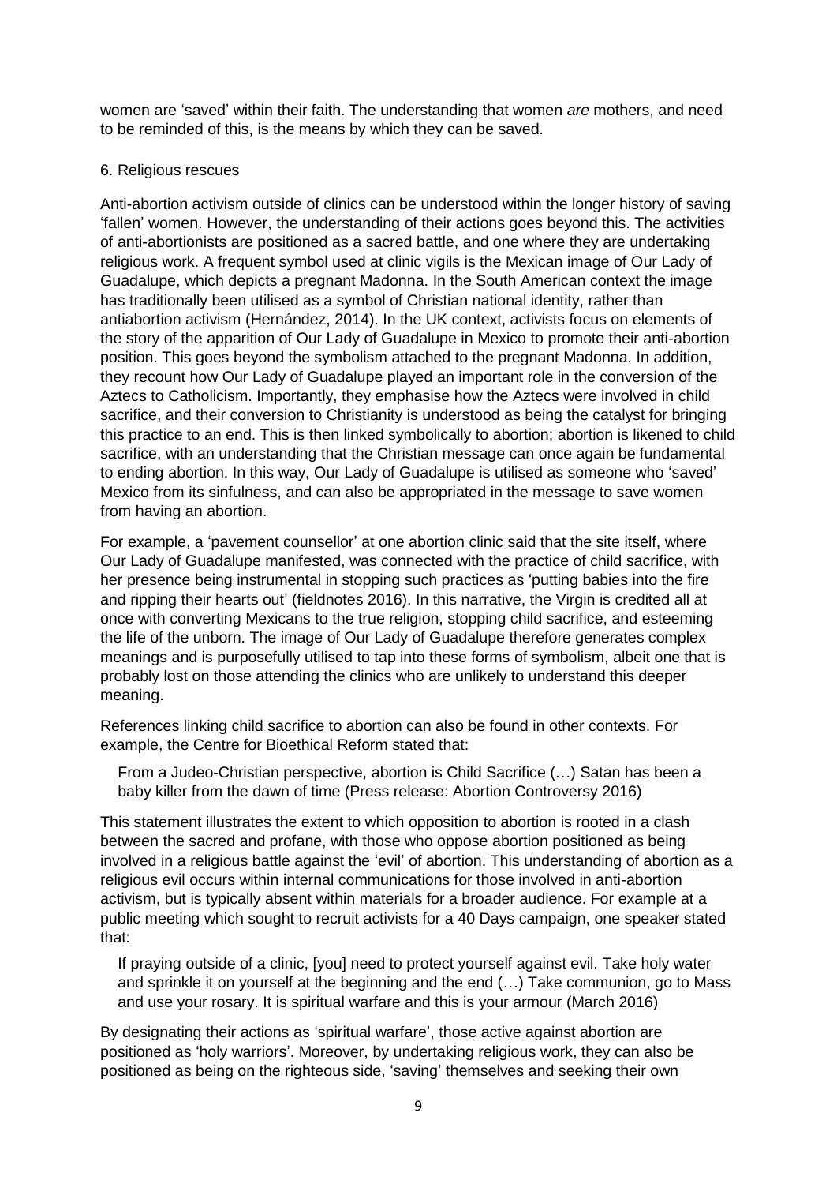women are 'saved' within their faith. The understanding that women *are* mothers, and need to be reminded of this, is the means by which they can be saved.

## 6. Religious rescues

Anti-abortion activism outside of clinics can be understood within the longer history of saving 'fallen' women. However, the understanding of their actions goes beyond this. The activities of anti-abortionists are positioned as a sacred battle, and one where they are undertaking religious work. A frequent symbol used at clinic vigils is the Mexican image of Our Lady of Guadalupe, which depicts a pregnant Madonna. In the South American context the image has traditionally been utilised as a symbol of Christian national identity, rather than antiabortion activism (Hernández, 2014). In the UK context, activists focus on elements of the story of the apparition of Our Lady of Guadalupe in Mexico to promote their anti-abortion position. This goes beyond the symbolism attached to the pregnant Madonna. In addition, they recount how Our Lady of Guadalupe played an important role in the conversion of the Aztecs to Catholicism. Importantly, they emphasise how the Aztecs were involved in child sacrifice, and their conversion to Christianity is understood as being the catalyst for bringing this practice to an end. This is then linked symbolically to abortion; abortion is likened to child sacrifice, with an understanding that the Christian message can once again be fundamental to ending abortion. In this way, Our Lady of Guadalupe is utilised as someone who 'saved' Mexico from its sinfulness, and can also be appropriated in the message to save women from having an abortion.

For example, a 'pavement counsellor' at one abortion clinic said that the site itself, where Our Lady of Guadalupe manifested, was connected with the practice of child sacrifice, with her presence being instrumental in stopping such practices as 'putting babies into the fire and ripping their hearts out' (fieldnotes 2016). In this narrative, the Virgin is credited all at once with converting Mexicans to the true religion, stopping child sacrifice, and esteeming the life of the unborn. The image of Our Lady of Guadalupe therefore generates complex meanings and is purposefully utilised to tap into these forms of symbolism, albeit one that is probably lost on those attending the clinics who are unlikely to understand this deeper meaning.

References linking child sacrifice to abortion can also be found in other contexts. For example, the Centre for Bioethical Reform stated that:

> From a Judeo-Christian perspective, abortion is Child Sacrifice (…) Satan has been a baby killer from the dawn of time (Press release: Abortion Controversy 2016)

This statement illustrates the extent to which opposition to abortion is rooted in a clash between the sacred and profane, with those who oppose abortion positioned as being involved in a religious battle against the 'evil' of abortion. This understanding of abortion as a religious evil occurs within internal communications for those involved in anti-abortion activism, but is typically absent within materials for a broader audience. For example at a public meeting which sought to recruit activists for a 40 Days campaign, one speaker stated that:

> If praying outside of a clinic, [you] need to protect yourself against evil. Take holy water and sprinkle it on yourself at the beginning and the end (…) Take communion, go to Mass and use your rosary. It is spiritual warfare and this is your armour (March 2016)

By designating their actions as 'spiritual warfare', those active against abortion are positioned as 'holy warriors'. Moreover, by undertaking religious work, they can also be positioned as being on the righteous side, 'saving' themselves and seeking their own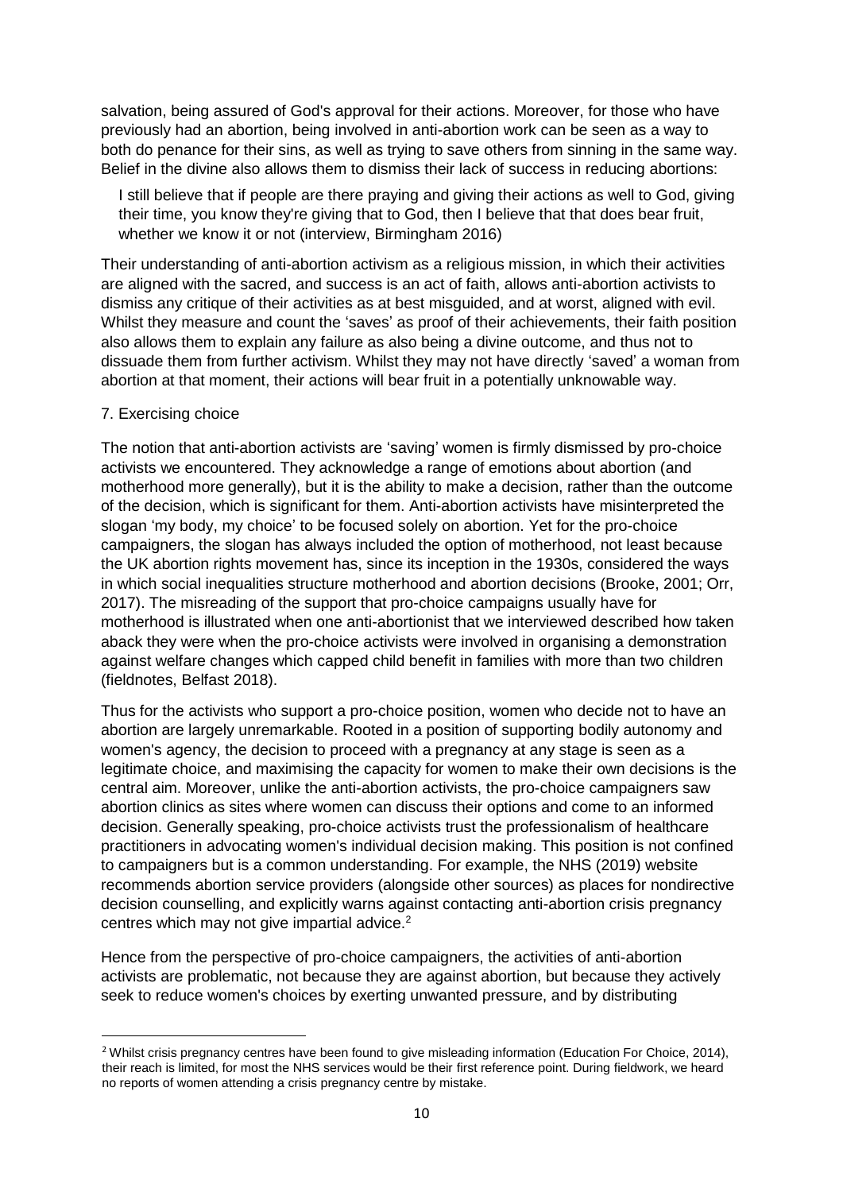salvation, being assured of God's approval for their actions. Moreover, for those who have previously had an abortion, being involved in anti-abortion work can be seen as a way to both do penance for their sins, as well as trying to save others from sinning in the same way. Belief in the divine also allows them to dismiss their lack of success in reducing abortions:

> I still believe that if people are there praying and giving their actions as well to God, giving their time, you know they're giving that to God, then I believe that that does bear fruit, whether we know it or not (interview, Birmingham 2016)

Their understanding of anti-abortion activism as a religious mission, in which their activities are aligned with the sacred, and success is an act of faith, allows anti-abortion activists to dismiss any critique of their activities as at best misguided, and at worst, aligned with evil. Whilst they measure and count the 'saves' as proof of their achievements, their faith position also allows them to explain any failure as also being a divine outcome, and thus not to dissuade them from further activism. Whilst they may not have directly 'saved' a woman from abortion at that moment, their actions will bear fruit in a potentially unknowable way.

## 7. Exercising choice

The notion that anti-abortion activists are 'saving' women is firmly dismissed by pro-choice activists we encountered. They acknowledge a range of emotions about abortion (and motherhood more generally), but it is the ability to make a decision, rather than the outcome of the decision, which is significant for them. Anti-abortion activists have misinterpreted the slogan 'my body, my choice' to be focused solely on abortion. Yet for the pro-choice campaigners, the slogan has always included the option of motherhood, not least because the UK abortion rights movement has, since its inception in the 1930s, considered the ways in which social inequalities structure motherhood and abortion decisions (Brooke, 2001; Orr, 2017). The misreading of the support that pro-choice campaigns usually have for motherhood is illustrated when one anti-abortionist that we interviewed described how taken aback they were when the pro-choice activists were involved in organising a demonstration against welfare changes which capped child benefit in families with more than two children (fieldnotes, Belfast 2018).

Thus for the activists who support a pro-choice position, women who decide not to have an abortion are largely unremarkable. Rooted in a position of supporting bodily autonomy and women's agency, the decision to proceed with a pregnancy at any stage is seen as a legitimate choice, and maximising the capacity for women to make their own decisions is the central aim. Moreover, unlike the anti-abortion activists, the pro-choice campaigners saw abortion clinics as sites where women can discuss their options and come to an informed decision. Generally speaking, pro-choice activists trust the professionalism of healthcare practitioners in advocating women's individual decision making. This position is not confined to campaigners but is a common understanding. For example, the NHS (2019) website recommends abortion service providers (alongside other sources) as places for nondirective decision counselling, and explicitly warns against contacting anti-abortion crisis pregnancy centres which may not give impartial advice.[2]

Hence from the perspective of pro-choice campaigners, the activities of anti-abortion activists are problematic, not because they are against abortion, but because they actively seek to reduce women's choices by exerting unwanted pressure, and by distributing

[2] Whilst crisis pregnancy centres have been found to give misleading information (Education For Choice, 2014), their reach is limited, for most the NHS services would be their first reference point. During fieldwork, we heard no reports of women attending a crisis pregnancy centre by mistake.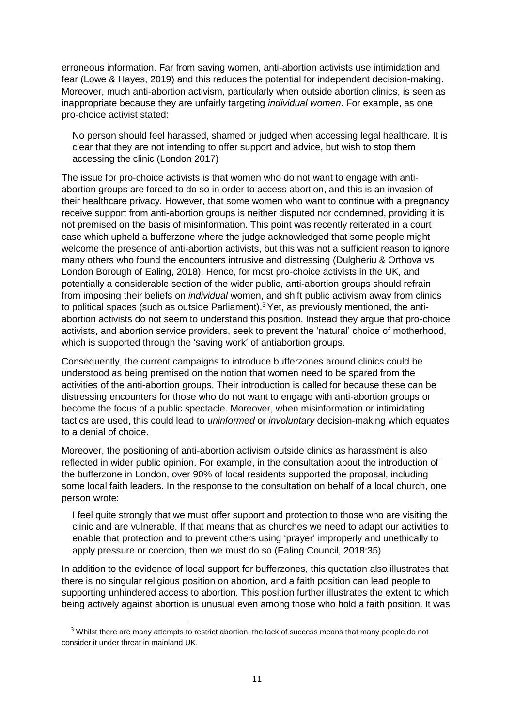erroneous information. Far from saving women, anti-abortion activists use intimidation and fear (Lowe & Hayes, 2019) and this reduces the potential for independent decision-making. Moreover, much anti-abortion activism, particularly when outside abortion clinics, is seen as inappropriate because they are unfairly targeting *individual women*. For example, as one pro-choice activist stated:

> No person should feel harassed, shamed or judged when accessing legal healthcare. It is clear that they are not intending to offer support and advice, but wish to stop them accessing the clinic (London 2017)

The issue for pro-choice activists is that women who do not want to engage with anti-abortion groups are forced to do so in order to access abortion, and this is an invasion of their healthcare privacy. However, that some women who want to continue with a pregnancy receive support from anti-abortion groups is neither disputed nor condemned, providing it is not premised on the basis of misinformation. This point was recently reiterated in a court case which upheld a bufferzone where the judge acknowledged that some people might welcome the presence of anti-abortion activists, but this was not a sufficient reason to ignore many others who found the encounters intrusive and distressing (Dulgheriu & Orthova vs London Borough of Ealing, 2018). Hence, for most pro-choice activists in the UK, and potentially a considerable section of the wider public, anti-abortion groups should refrain from imposing their beliefs on *individual* women, and shift public activism away from clinics to political spaces (such as outside Parliament).[3] Yet, as previously mentioned, the anti-abortion activists do not seem to understand this position. Instead they argue that pro-choice activists, and abortion service providers, seek to prevent the 'natural' choice of motherhood, which is supported through the 'saving work' of antiabortion groups.

Consequently, the current campaigns to introduce bufferzones around clinics could be understood as being premised on the notion that women need to be spared from the activities of the anti-abortion groups. Their introduction is called for because these can be distressing encounters for those who do not want to engage with anti-abortion groups or become the focus of a public spectacle. Moreover, when misinformation or intimidating tactics are used, this could lead to *uninformed* or *involuntary* decision-making which equates to a denial of choice.

Moreover, the positioning of anti-abortion activism outside clinics as harassment is also reflected in wider public opinion. For example, in the consultation about the introduction of the bufferzone in London, over 90% of local residents supported the proposal, including some local faith leaders. In the response to the consultation on behalf of a local church, one person wrote:

> I feel quite strongly that we must offer support and protection to those who are visiting the clinic and are vulnerable. If that means that as churches we need to adapt our activities to enable that protection and to prevent others using 'prayer' improperly and unethically to apply pressure or coercion, then we must do so (Ealing Council, 2018:35)

In addition to the evidence of local support for bufferzones, this quotation also illustrates that there is no singular religious position on abortion, and a faith position can lead people to supporting unhindered access to abortion. This position further illustrates the extent to which being actively against abortion is unusual even among those who hold a faith position. It was

[3] Whilst there are many attempts to restrict abortion, the lack of success means that many people do not consider it under threat in mainland UK.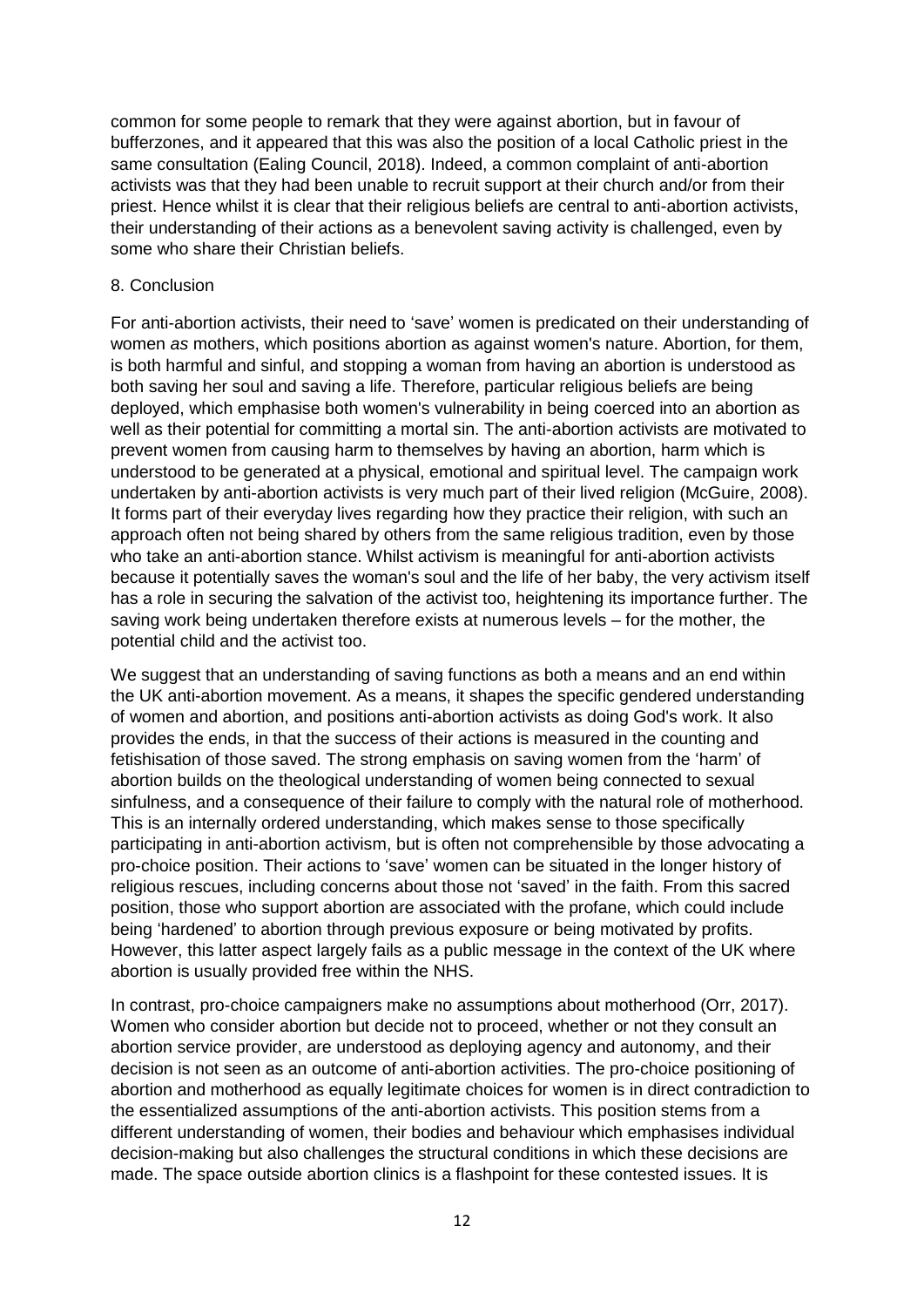common for some people to remark that they were against abortion, but in favour of bufferzones, and it appeared that this was also the position of a local Catholic priest in the same consultation (Ealing Council, 2018). Indeed, a common complaint of anti-abortion activists was that they had been unable to recruit support at their church and/or from their priest. Hence whilst it is clear that their religious beliefs are central to anti-abortion activists, their understanding of their actions as a benevolent saving activity is challenged, even by some who share their Christian beliefs.

## 8. Conclusion

For anti-abortion activists, their need to 'save' women is predicated on their understanding of women *as* mothers, which positions abortion as against women's nature. Abortion, for them, is both harmful and sinful, and stopping a woman from having an abortion is understood as both saving her soul and saving a life. Therefore, particular religious beliefs are being deployed, which emphasise both women's vulnerability in being coerced into an abortion as well as their potential for committing a mortal sin. The anti-abortion activists are motivated to prevent women from causing harm to themselves by having an abortion, harm which is understood to be generated at a physical, emotional and spiritual level. The campaign work undertaken by anti-abortion activists is very much part of their lived religion (McGuire, 2008). It forms part of their everyday lives regarding how they practice their religion, with such an approach often not being shared by others from the same religious tradition, even by those who take an anti-abortion stance. Whilst activism is meaningful for anti-abortion activists because it potentially saves the woman's soul and the life of her baby, the very activism itself has a role in securing the salvation of the activist too, heightening its importance further. The saving work being undertaken therefore exists at numerous levels – for the mother, the potential child and the activist too.

We suggest that an understanding of saving functions as both a means and an end within the UK anti-abortion movement. As a means, it shapes the specific gendered understanding of women and abortion, and positions anti-abortion activists as doing God's work. It also provides the ends, in that the success of their actions is measured in the counting and fetishisation of those saved. The strong emphasis on saving women from the 'harm' of abortion builds on the theological understanding of women being connected to sexual sinfulness, and a consequence of their failure to comply with the natural role of motherhood. This is an internally ordered understanding, which makes sense to those specifically participating in anti-abortion activism, but is often not comprehensible by those advocating a pro-choice position. Their actions to 'save' women can be situated in the longer history of religious rescues, including concerns about those not 'saved' in the faith. From this sacred position, those who support abortion are associated with the profane, which could include being 'hardened' to abortion through previous exposure or being motivated by profits. However, this latter aspect largely fails as a public message in the context of the UK where abortion is usually provided free within the NHS.

In contrast, pro-choice campaigners make no assumptions about motherhood (Orr, 2017). Women who consider abortion but decide not to proceed, whether or not they consult an abortion service provider, are understood as deploying agency and autonomy, and their decision is not seen as an outcome of anti-abortion activities. The pro-choice positioning of abortion and motherhood as equally legitimate choices for women is in direct contradiction to the essentialized assumptions of the anti-abortion activists. This position stems from a different understanding of women, their bodies and behaviour which emphasises individual decision-making but also challenges the structural conditions in which these decisions are made. The space outside abortion clinics is a flashpoint for these contested issues. It is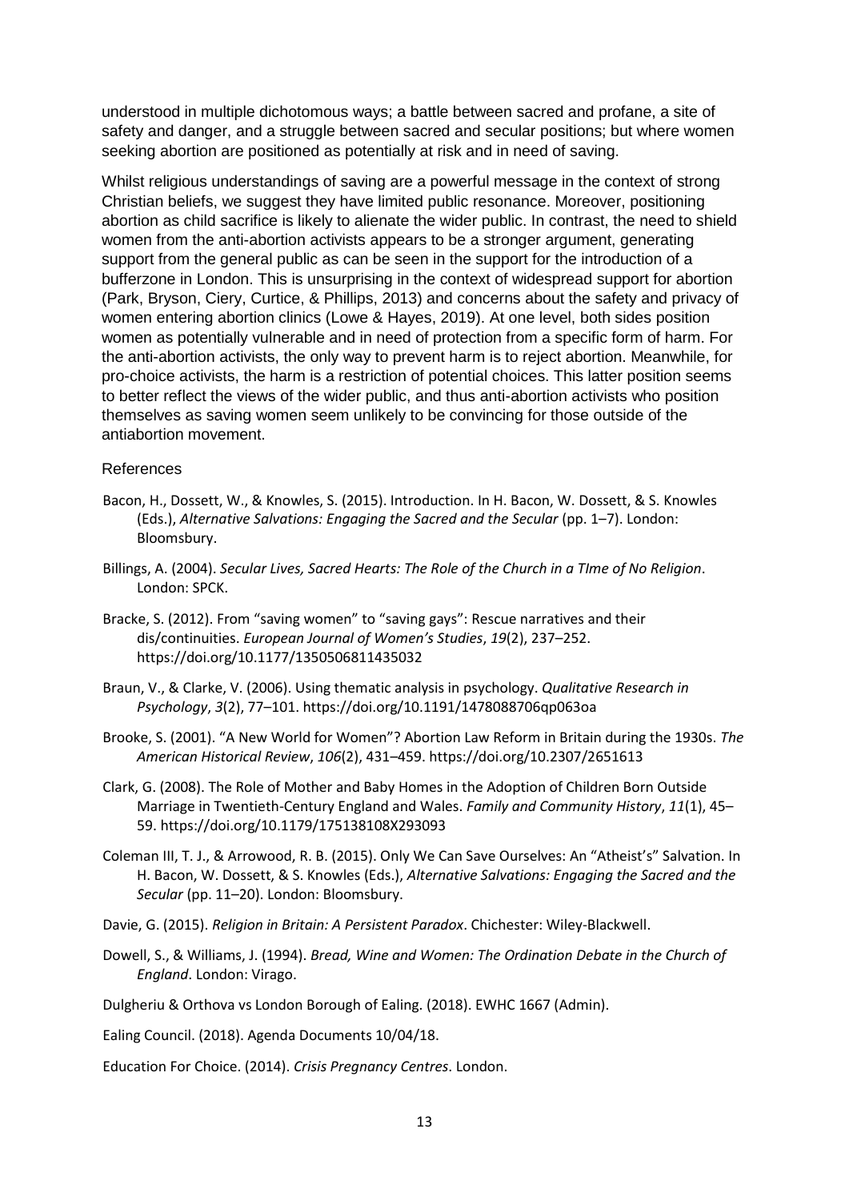understood in multiple dichotomous ways; a battle between sacred and profane, a site of safety and danger, and a struggle between sacred and secular positions; but where women seeking abortion are positioned as potentially at risk and in need of saving.

Whilst religious understandings of saving are a powerful message in the context of strong Christian beliefs, we suggest they have limited public resonance. Moreover, positioning abortion as child sacrifice is likely to alienate the wider public. In contrast, the need to shield women from the anti-abortion activists appears to be a stronger argument, generating support from the general public as can be seen in the support for the introduction of a bufferzone in London. This is unsurprising in the context of widespread support for abortion (Park, Bryson, Ciery, Curtice, & Phillips, 2013) and concerns about the safety and privacy of women entering abortion clinics (Lowe & Hayes, 2019). At one level, both sides position women as potentially vulnerable and in need of protection from a specific form of harm. For the anti-abortion activists, the only way to prevent harm is to reject abortion. Meanwhile, for pro-choice activists, the harm is a restriction of potential choices. This latter position seems to better reflect the views of the wider public, and thus anti-abortion activists who position themselves as saving women seem unlikely to be convincing for those outside of the antiabortion movement.

## References

Bacon, H., Dossett, W., & Knowles, S. (2015). Introduction. In H. Bacon, W. Dossett, & S. Knowles (Eds.), *Alternative Salvations: Engaging the Sacred and the Secular* (pp. 1–7). London: Bloomsbury.

Billings, A. (2004). *Secular Lives, Sacred Hearts: The Role of the Church in a TIme of No Religion*. London: SPCK.

Bracke, S. (2012). From "saving women" to "saving gays": Rescue narratives and their dis/continuities. *European Journal of Women's Studies*, *19*(2), 237–252. https://doi.org/10.1177/1350506811435032

Braun, V., & Clarke, V. (2006). Using thematic analysis in psychology. *Qualitative Research in Psychology*, *3*(2), 77–101. https://doi.org/10.1191/1478088706qp063oa

Brooke, S. (2001). "A New World for Women"? Abortion Law Reform in Britain during the 1930s. *The American Historical Review*, *106*(2), 431–459. https://doi.org/10.2307/2651613

Clark, G. (2008). The Role of Mother and Baby Homes in the Adoption of Children Born Outside Marriage in Twentieth-Century England and Wales. *Family and Community History*, *11*(1), 45–59. https://doi.org/10.1179/175138108X293093

Coleman III, T. J., & Arrowood, R. B. (2015). Only We Can Save Ourselves: An "Atheist's" Salvation. In H. Bacon, W. Dossett, & S. Knowles (Eds.), *Alternative Salvations: Engaging the Sacred and the Secular* (pp. 11–20). London: Bloomsbury.

Davie, G. (2015). *Religion in Britain: A Persistent Paradox*. Chichester: Wiley-Blackwell.

Dowell, S., & Williams, J. (1994). *Bread, Wine and Women: The Ordination Debate in the Church of England*. London: Virago.

Dulgheriu & Orthova vs London Borough of Ealing. (2018). EWHC 1667 (Admin).

Ealing Council. (2018). Agenda Documents 10/04/18.

Education For Choice. (2014). *Crisis Pregnancy Centres*. London.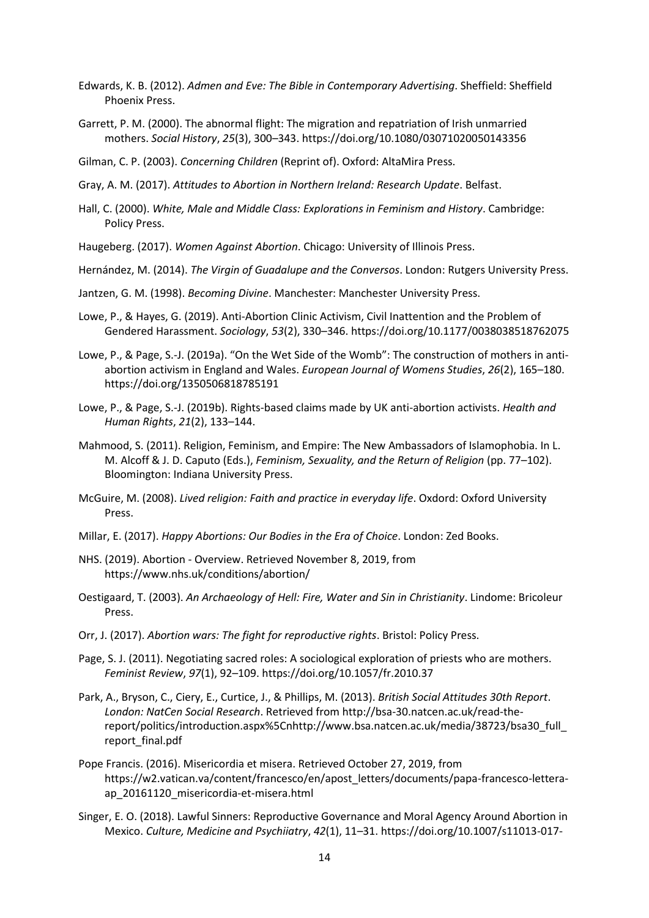Edwards, K. B. (2012). *Admen and Eve: The Bible in Contemporary Advertising*. Sheffield: Sheffield Phoenix Press.

Garrett, P. M. (2000). The abnormal flight: The migration and repatriation of Irish unmarried mothers. *Social History*, *25*(3), 300–343. https://doi.org/10.1080/03071020050143356

Gilman, C. P. (2003). *Concerning Children* (Reprint of). Oxford: AltaMira Press.

Gray, A. M. (2017). *Attitudes to Abortion in Northern Ireland: Research Update*. Belfast.

Hall, C. (2000). *White, Male and Middle Class: Explorations in Feminism and History*. Cambridge: Policy Press.

Haugeberg. (2017). *Women Against Abortion*. Chicago: University of Illinois Press.

Hernández, M. (2014). *The Virgin of Guadalupe and the Conversos*. London: Rutgers University Press.

Jantzen, G. M. (1998). *Becoming Divine*. Manchester: Manchester University Press.

Lowe, P., & Hayes, G. (2019). Anti-Abortion Clinic Activism, Civil Inattention and the Problem of Gendered Harassment. *Sociology*, *53*(2), 330–346. https://doi.org/10.1177/0038038518762075

Lowe, P., & Page, S.-J. (2019a). "On the Wet Side of the Womb": The construction of mothers in anti-abortion activism in England and Wales. *European Journal of Womens Studies*, *26*(2), 165–180. https://doi.org/1350506818785191

Lowe, P., & Page, S.-J. (2019b). Rights-based claims made by UK anti-abortion activists. *Health and Human Rights*, *21*(2), 133–144.

Mahmood, S. (2011). Religion, Feminism, and Empire: The New Ambassadors of Islamophobia. In L. M. Alcoff & J. D. Caputo (Eds.), *Feminism, Sexuality, and the Return of Religion* (pp. 77–102). Bloomington: Indiana University Press.

McGuire, M. (2008). *Lived religion: Faith and practice in everyday life*. Oxdord: Oxford University Press.

Millar, E. (2017). *Happy Abortions: Our Bodies in the Era of Choice*. London: Zed Books.

NHS. (2019). Abortion - Overview. Retrieved November 8, 2019, from https://www.nhs.uk/conditions/abortion/

Oestigaard, T. (2003). *An Archaeology of Hell: Fire, Water and Sin in Christianity*. Lindome: Bricoleur Press.

Orr, J. (2017). *Abortion wars: The fight for reproductive rights*. Bristol: Policy Press.

Page, S. J. (2011). Negotiating sacred roles: A sociological exploration of priests who are mothers. *Feminist Review*, *97*(1), 92–109. https://doi.org/10.1057/fr.2010.37

Park, A., Bryson, C., Ciery, E., Curtice, J., & Phillips, M. (2013). *British Social Attitudes 30th Report*. *London: NatCen Social Research*. Retrieved from http://bsa-30.natcen.ac.uk/read-the-report/politics/introduction.aspx%5Cnhttp://www.bsa.natcen.ac.uk/media/38723/bsa30_full_report_final.pdf

Pope Francis. (2016). Misericordia et misera. Retrieved October 27, 2019, from https://w2.vatican.va/content/francesco/en/apost_letters/documents/papa-francesco-lettera-ap_20161120_misericordia-et-misera.html

Singer, E. O. (2018). Lawful Sinners: Reproductive Governance and Moral Agency Around Abortion in Mexico. *Culture, Medicine and Psychiiatry*, *42*(1), 11–31. https://doi.org/10.1007/s11013-017-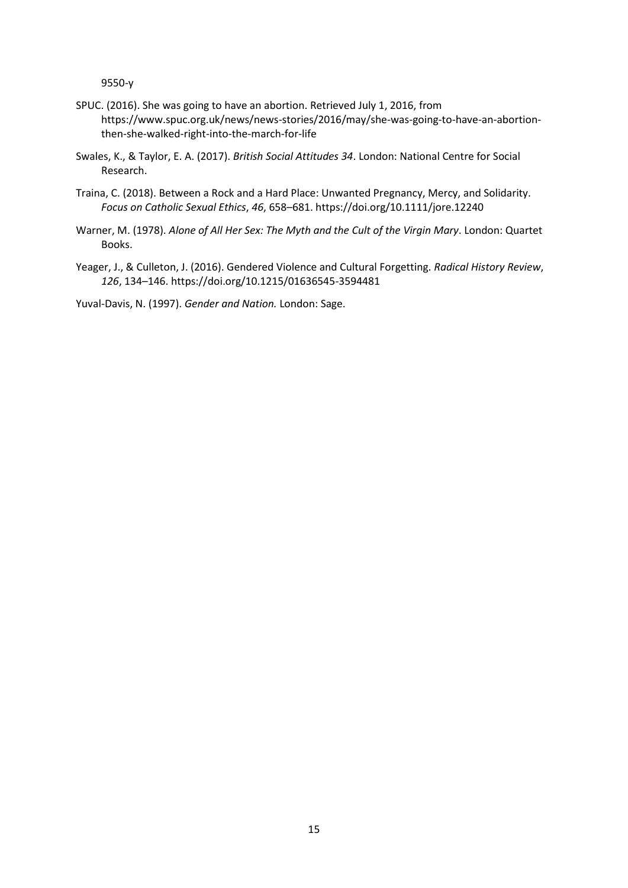9550-y

SPUC. (2016). She was going to have an abortion. Retrieved July 1, 2016, from https://www.spuc.org.uk/news/news-stories/2016/may/she-was-going-to-have-an-abortion-then-she-walked-right-into-the-march-for-life

Swales, K., & Taylor, E. A. (2017). *British Social Attitudes 34*. London: National Centre for Social Research.

Traina, C. (2018). Between a Rock and a Hard Place: Unwanted Pregnancy, Mercy, and Solidarity. *Focus on Catholic Sexual Ethics*, *46*, 658–681. https://doi.org/10.1111/jore.12240

Warner, M. (1978). *Alone of All Her Sex: The Myth and the Cult of the Virgin Mary*. London: Quartet Books.

Yeager, J., & Culleton, J. (2016). Gendered Violence and Cultural Forgetting. *Radical History Review*, *126*, 134–146. https://doi.org/10.1215/01636545-3594481

Yuval-Davis, N. (1997). *Gender and Nation.* London: Sage.